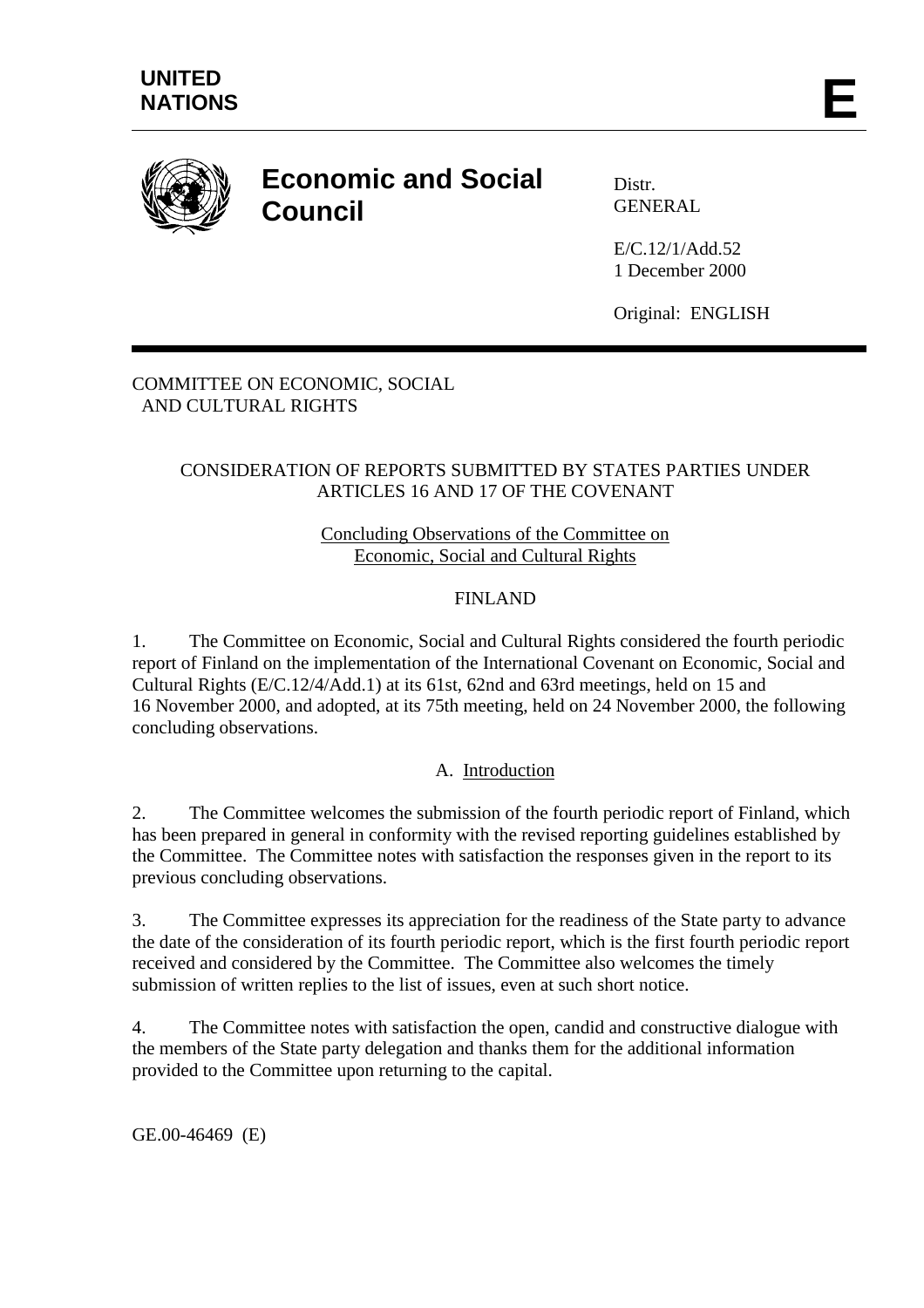**UNITED NATIONS**

**E**

# Economic and Social Council

Distr.
GENERAL

E/C.12/1/Add.52
1 December 2000

Original: ENGLISH

COMMITTEE ON ECONOMIC, SOCIAL AND CULTURAL RIGHTS

CONSIDERATION OF REPORTS SUBMITTED BY STATES PARTIES UNDER ARTICLES 16 AND 17 OF THE COVENANT

Concluding Observations of the Committee on Economic, Social and Cultural Rights

FINLAND

1. The Committee on Economic, Social and Cultural Rights considered the fourth periodic report of Finland on the implementation of the International Covenant on Economic, Social and Cultural Rights (E/C.12/4/Add.1) at its 61st, 62nd and 63rd meetings, held on 15 and 16 November 2000, and adopted, at its 75th meeting, held on 24 November 2000, the following concluding observations.

## A. Introduction

2. The Committee welcomes the submission of the fourth periodic report of Finland, which has been prepared in general in conformity with the revised reporting guidelines established by the Committee. The Committee notes with satisfaction the responses given in the report to its previous concluding observations.

3. The Committee expresses its appreciation for the readiness of the State party to advance the date of the consideration of its fourth periodic report, which is the first fourth periodic report received and considered by the Committee. The Committee also welcomes the timely submission of written replies to the list of issues, even at such short notice.

4. The Committee notes with satisfaction the open, candid and constructive dialogue with the members of the State party delegation and thanks them for the additional information provided to the Committee upon returning to the capital.

GE.00-46469 (E)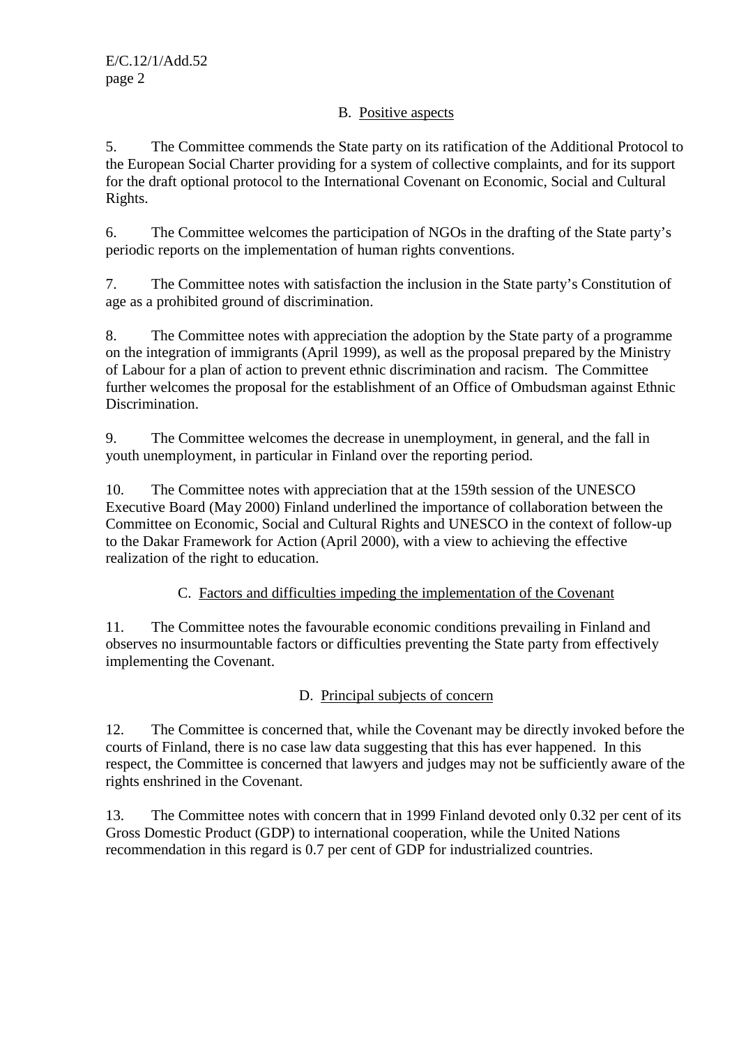## B. Positive aspects

5. The Committee commends the State party on its ratification of the Additional Protocol to the European Social Charter providing for a system of collective complaints, and for its support for the draft optional protocol to the International Covenant on Economic, Social and Cultural Rights.

6. The Committee welcomes the participation of NGOs in the drafting of the State party's periodic reports on the implementation of human rights conventions.

7. The Committee notes with satisfaction the inclusion in the State party's Constitution of age as a prohibited ground of discrimination.

8. The Committee notes with appreciation the adoption by the State party of a programme on the integration of immigrants (April 1999), as well as the proposal prepared by the Ministry of Labour for a plan of action to prevent ethnic discrimination and racism. The Committee further welcomes the proposal for the establishment of an Office of Ombudsman against Ethnic Discrimination.

9. The Committee welcomes the decrease in unemployment, in general, and the fall in youth unemployment, in particular in Finland over the reporting period.

10. The Committee notes with appreciation that at the 159th session of the UNESCO Executive Board (May 2000) Finland underlined the importance of collaboration between the Committee on Economic, Social and Cultural Rights and UNESCO in the context of follow-up to the Dakar Framework for Action (April 2000), with a view to achieving the effective realization of the right to education.

## C. Factors and difficulties impeding the implementation of the Covenant

11. The Committee notes the favourable economic conditions prevailing in Finland and observes no insurmountable factors or difficulties preventing the State party from effectively implementing the Covenant.

## D. Principal subjects of concern

12. The Committee is concerned that, while the Covenant may be directly invoked before the courts of Finland, there is no case law data suggesting that this has ever happened. In this respect, the Committee is concerned that lawyers and judges may not be sufficiently aware of the rights enshrined in the Covenant.

13. The Committee notes with concern that in 1999 Finland devoted only 0.32 per cent of its Gross Domestic Product (GDP) to international cooperation, while the United Nations recommendation in this regard is 0.7 per cent of GDP for industrialized countries.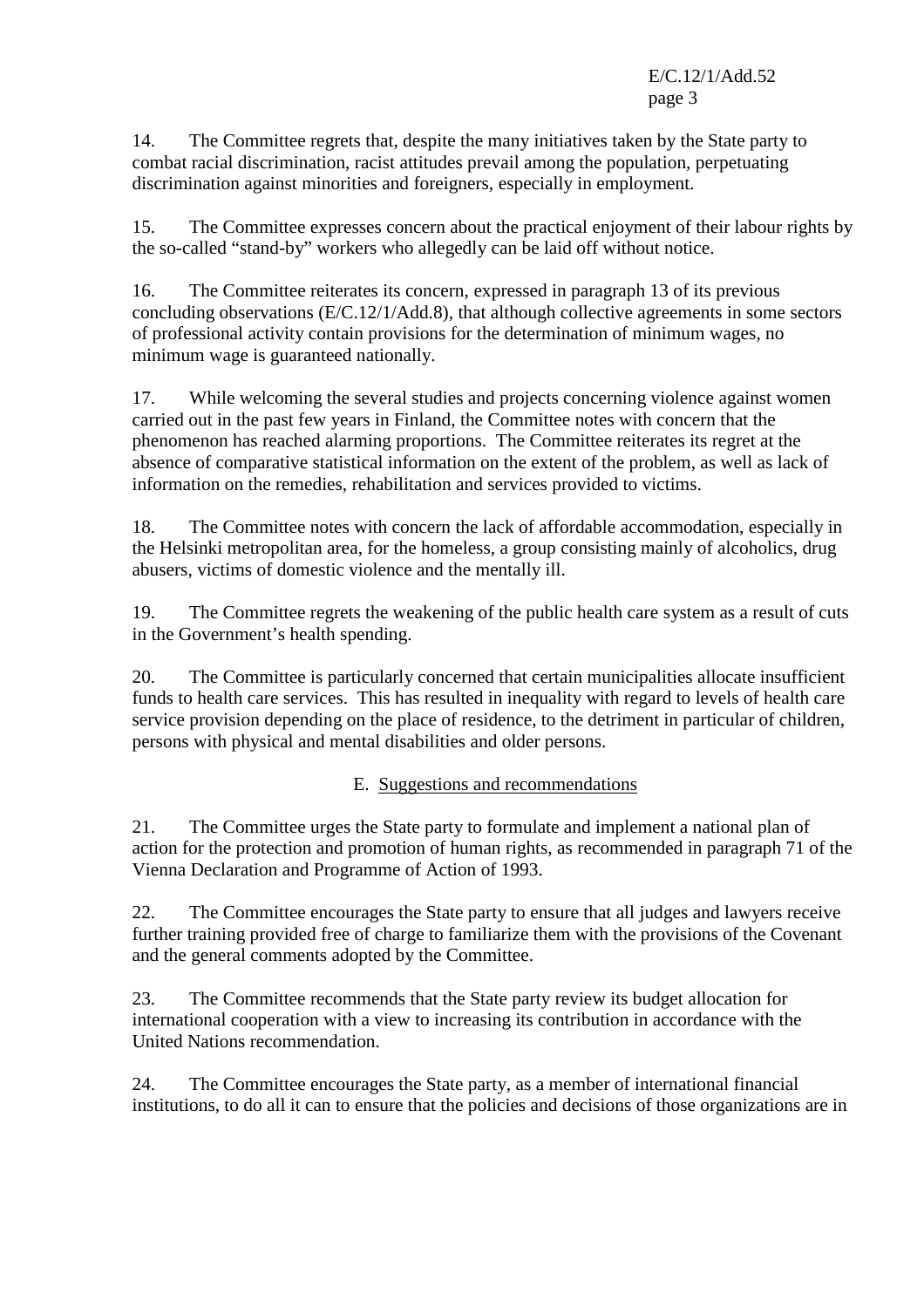14. The Committee regrets that, despite the many initiatives taken by the State party to combat racial discrimination, racist attitudes prevail among the population, perpetuating discrimination against minorities and foreigners, especially in employment.

15. The Committee expresses concern about the practical enjoyment of their labour rights by the so-called "stand-by" workers who allegedly can be laid off without notice.

16. The Committee reiterates its concern, expressed in paragraph 13 of its previous concluding observations (E/C.12/1/Add.8), that although collective agreements in some sectors of professional activity contain provisions for the determination of minimum wages, no minimum wage is guaranteed nationally.

17. While welcoming the several studies and projects concerning violence against women carried out in the past few years in Finland, the Committee notes with concern that the phenomenon has reached alarming proportions. The Committee reiterates its regret at the absence of comparative statistical information on the extent of the problem, as well as lack of information on the remedies, rehabilitation and services provided to victims.

18. The Committee notes with concern the lack of affordable accommodation, especially in the Helsinki metropolitan area, for the homeless, a group consisting mainly of alcoholics, drug abusers, victims of domestic violence and the mentally ill.

19. The Committee regrets the weakening of the public health care system as a result of cuts in the Government's health spending.

20. The Committee is particularly concerned that certain municipalities allocate insufficient funds to health care services. This has resulted in inequality with regard to levels of health care service provision depending on the place of residence, to the detriment in particular of children, persons with physical and mental disabilities and older persons.

## E. Suggestions and recommendations

21. The Committee urges the State party to formulate and implement a national plan of action for the protection and promotion of human rights, as recommended in paragraph 71 of the Vienna Declaration and Programme of Action of 1993.

22. The Committee encourages the State party to ensure that all judges and lawyers receive further training provided free of charge to familiarize them with the provisions of the Covenant and the general comments adopted by the Committee.

23. The Committee recommends that the State party review its budget allocation for international cooperation with a view to increasing its contribution in accordance with the United Nations recommendation.

24. The Committee encourages the State party, as a member of international financial institutions, to do all it can to ensure that the policies and decisions of those organizations are in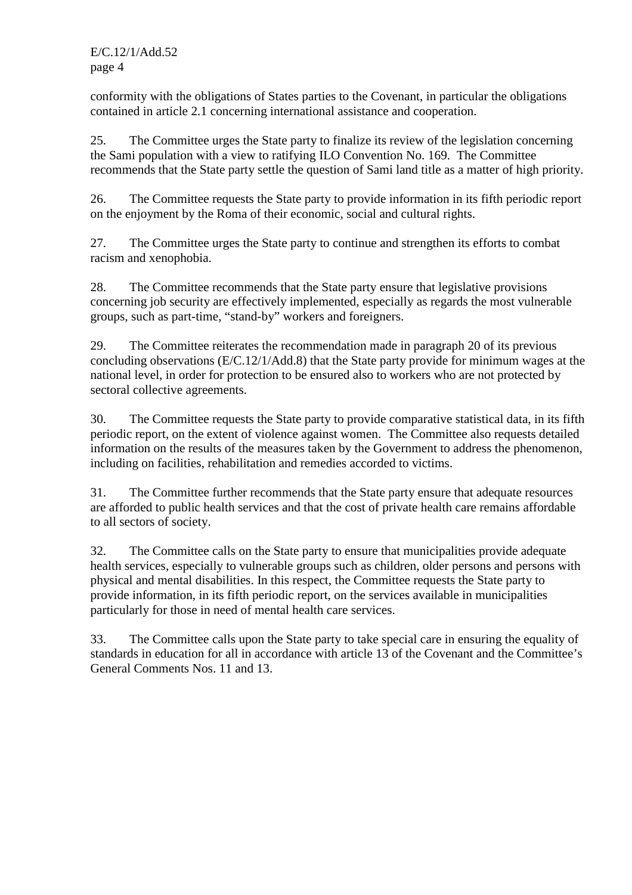conformity with the obligations of States parties to the Covenant, in particular the obligations contained in article 2.1 concerning international assistance and cooperation.

25. The Committee urges the State party to finalize its review of the legislation concerning the Sami population with a view to ratifying ILO Convention No. 169. The Committee recommends that the State party settle the question of Sami land title as a matter of high priority.

26. The Committee requests the State party to provide information in its fifth periodic report on the enjoyment by the Roma of their economic, social and cultural rights.

27. The Committee urges the State party to continue and strengthen its efforts to combat racism and xenophobia.

28. The Committee recommends that the State party ensure that legislative provisions concerning job security are effectively implemented, especially as regards the most vulnerable groups, such as part-time, "stand-by" workers and foreigners.

29. The Committee reiterates the recommendation made in paragraph 20 of its previous concluding observations (E/C.12/1/Add.8) that the State party provide for minimum wages at the national level, in order for protection to be ensured also to workers who are not protected by sectoral collective agreements.

30. The Committee requests the State party to provide comparative statistical data, in its fifth periodic report, on the extent of violence against women. The Committee also requests detailed information on the results of the measures taken by the Government to address the phenomenon, including on facilities, rehabilitation and remedies accorded to victims.

31. The Committee further recommends that the State party ensure that adequate resources are afforded to public health services and that the cost of private health care remains affordable to all sectors of society.

32. The Committee calls on the State party to ensure that municipalities provide adequate health services, especially to vulnerable groups such as children, older persons and persons with physical and mental disabilities. In this respect, the Committee requests the State party to provide information, in its fifth periodic report, on the services available in municipalities particularly for those in need of mental health care services.

33. The Committee calls upon the State party to take special care in ensuring the equality of standards in education for all in accordance with article 13 of the Covenant and the Committee's General Comments Nos. 11 and 13.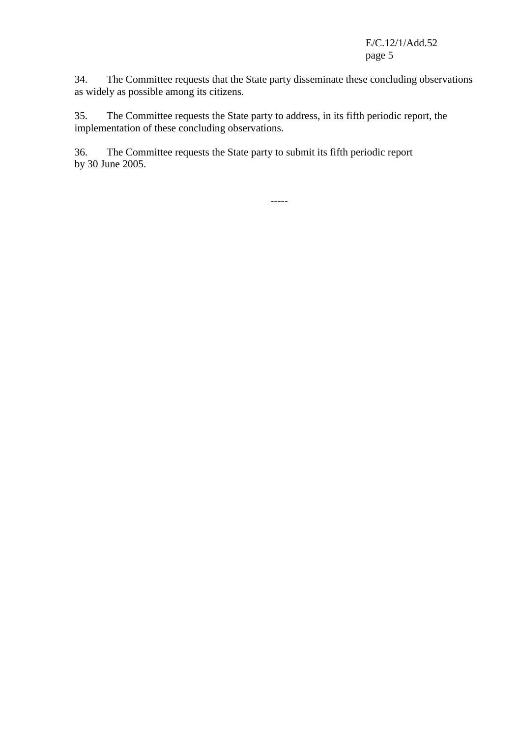34. The Committee requests that the State party disseminate these concluding observations as widely as possible among its citizens.

35. The Committee requests the State party to address, in its fifth periodic report, the implementation of these concluding observations.

36. The Committee requests the State party to submit its fifth periodic report by 30 June 2005.

-----